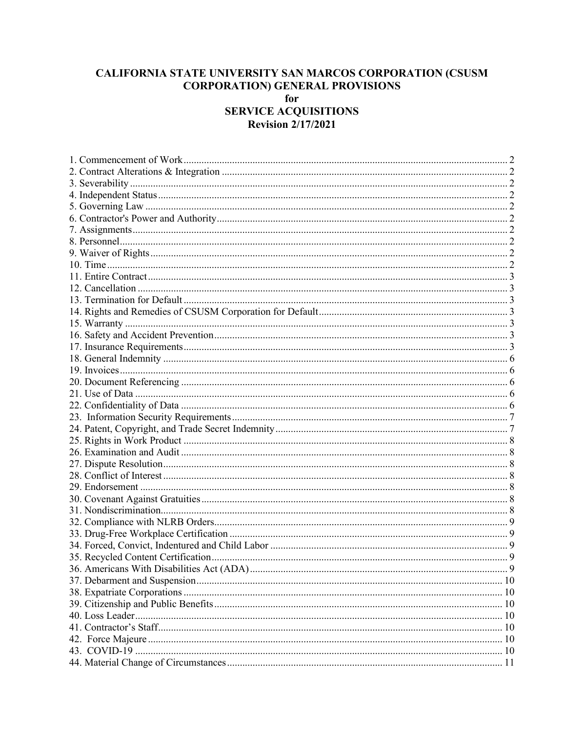# CALIFORNIA STATE UNIVERSITY SAN MARCOS CORPORATION (CSUSM CORPORATION) GENERAL PROVISIONS for SERVICE ACQUISITIONS

**Revision 2/17/2021**

1. Commencement of Work .......... 2
2. Contract Alterations & Integration .......... 2
3. Severability .......... 2
4. Independent Status .......... 2
5. Governing Law .......... 2
6. Contractor's Power and Authority .......... 2
7. Assignments .......... 2
8. Personnel .......... 2
9. Waiver of Rights .......... 2
10. Time .......... 2
11. Entire Contract .......... 3
12. Cancellation .......... 3
13. Termination for Default .......... 3
14. Rights and Remedies of CSUSM Corporation for Default .......... 3
15. Warranty .......... 3
16. Safety and Accident Prevention .......... 3
17. Insurance Requirements .......... 3
18. General Indemnity .......... 6
19. Invoices .......... 6
20. Document Referencing .......... 6
21. Use of Data .......... 6
22. Confidentiality of Data .......... 6
23. Information Security Requirements .......... 7
24. Patent, Copyright, and Trade Secret Indemnity .......... 7
25. Rights in Work Product .......... 8
26. Examination and Audit .......... 8
27. Dispute Resolution .......... 8
28. Conflict of Interest .......... 8
29. Endorsement .......... 8
30. Covenant Against Gratuities .......... 8
31. Nondiscrimination .......... 8
32. Compliance with NLRB Orders .......... 9
33. Drug-Free Workplace Certification .......... 9
34. Forced, Convict, Indentured and Child Labor .......... 9
35. Recycled Content Certification .......... 9
36. Americans With Disabilities Act (ADA) .......... 9
37. Debarment and Suspension .......... 10
38. Expatriate Corporations .......... 10
39. Citizenship and Public Benefits .......... 10
40. Loss Leader .......... 10
41. Contractor's Staff .......... 10
42. Force Majeure .......... 10
43. COVID-19 .......... 10
44. Material Change of Circumstances .......... 11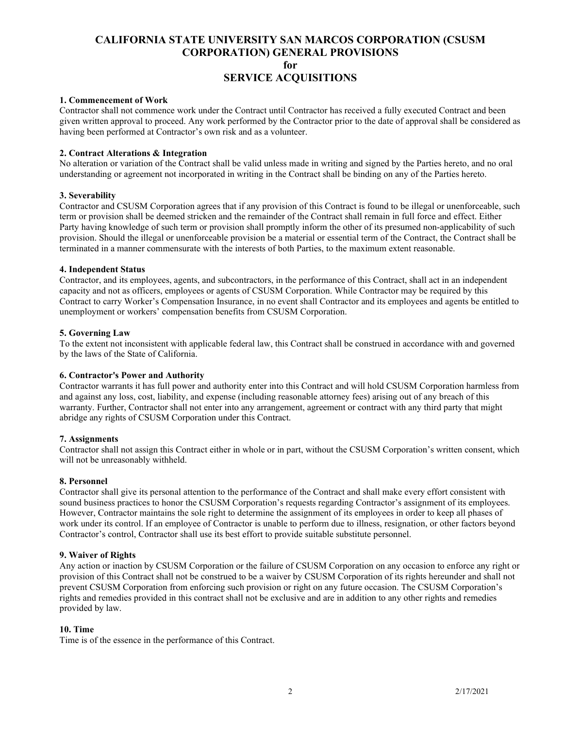# CALIFORNIA STATE UNIVERSITY SAN MARCOS CORPORATION (CSUSM CORPORATION) GENERAL PROVISIONS for SERVICE ACQUISITIONS

### 1. Commencement of Work

Contractor shall not commence work under the Contract until Contractor has received a fully executed Contract and been given written approval to proceed. Any work performed by the Contractor prior to the date of approval shall be considered as having been performed at Contractor's own risk and as a volunteer.

### 2. Contract Alterations & Integration

No alteration or variation of the Contract shall be valid unless made in writing and signed by the Parties hereto, and no oral understanding or agreement not incorporated in writing in the Contract shall be binding on any of the Parties hereto.

### 3. Severability

Contractor and CSUSM Corporation agrees that if any provision of this Contract is found to be illegal or unenforceable, such term or provision shall be deemed stricken and the remainder of the Contract shall remain in full force and effect. Either Party having knowledge of such term or provision shall promptly inform the other of its presumed non-applicability of such provision. Should the illegal or unenforceable provision be a material or essential term of the Contract, the Contract shall be terminated in a manner commensurate with the interests of both Parties, to the maximum extent reasonable.

### 4. Independent Status

Contractor, and its employees, agents, and subcontractors, in the performance of this Contract, shall act in an independent capacity and not as officers, employees or agents of CSUSM Corporation. While Contractor may be required by this Contract to carry Worker's Compensation Insurance, in no event shall Contractor and its employees and agents be entitled to unemployment or workers' compensation benefits from CSUSM Corporation.

### 5. Governing Law

To the extent not inconsistent with applicable federal law, this Contract shall be construed in accordance with and governed by the laws of the State of California.

### 6. Contractor's Power and Authority

Contractor warrants it has full power and authority enter into this Contract and will hold CSUSM Corporation harmless from and against any loss, cost, liability, and expense (including reasonable attorney fees) arising out of any breach of this warranty. Further, Contractor shall not enter into any arrangement, agreement or contract with any third party that might abridge any rights of CSUSM Corporation under this Contract.

### 7. Assignments

Contractor shall not assign this Contract either in whole or in part, without the CSUSM Corporation's written consent, which will not be unreasonably withheld.

### 8. Personnel

Contractor shall give its personal attention to the performance of the Contract and shall make every effort consistent with sound business practices to honor the CSUSM Corporation's requests regarding Contractor's assignment of its employees. However, Contractor maintains the sole right to determine the assignment of its employees in order to keep all phases of work under its control. If an employee of Contractor is unable to perform due to illness, resignation, or other factors beyond Contractor's control, Contractor shall use its best effort to provide suitable substitute personnel.

### 9. Waiver of Rights

Any action or inaction by CSUSM Corporation or the failure of CSUSM Corporation on any occasion to enforce any right or provision of this Contract shall not be construed to be a waiver by CSUSM Corporation of its rights hereunder and shall not prevent CSUSM Corporation from enforcing such provision or right on any future occasion. The CSUSM Corporation's rights and remedies provided in this contract shall not be exclusive and are in addition to any other rights and remedies provided by law.

### 10. Time

Time is of the essence in the performance of this Contract.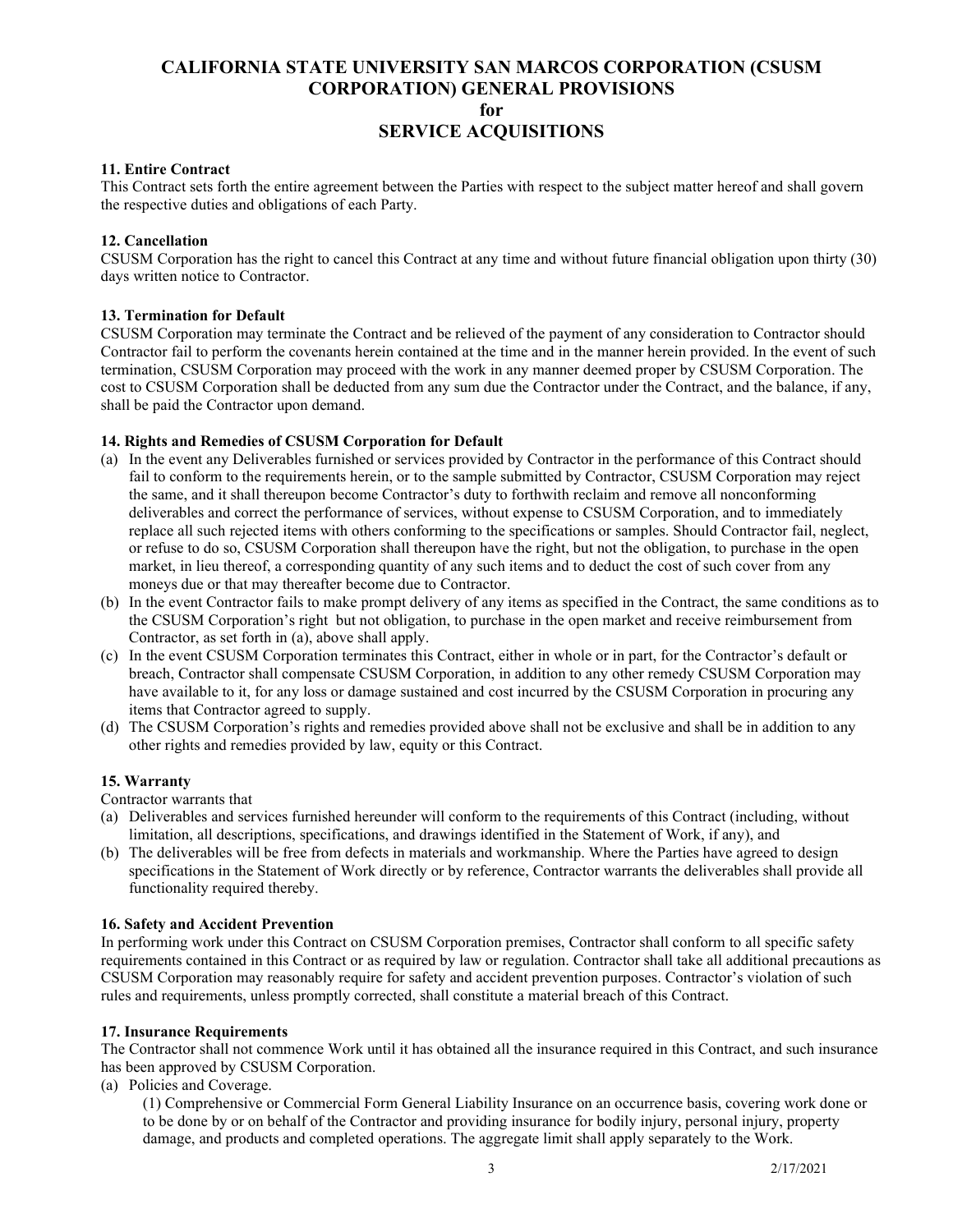# CALIFORNIA STATE UNIVERSITY SAN MARCOS CORPORATION (CSUSM CORPORATION) GENERAL PROVISIONS for SERVICE ACQUISITIONS

**11. Entire Contract**

This Contract sets forth the entire agreement between the Parties with respect to the subject matter hereof and shall govern the respective duties and obligations of each Party.

**12. Cancellation**

CSUSM Corporation has the right to cancel this Contract at any time and without future financial obligation upon thirty (30) days written notice to Contractor.

**13. Termination for Default**

CSUSM Corporation may terminate the Contract and be relieved of the payment of any consideration to Contractor should Contractor fail to perform the covenants herein contained at the time and in the manner herein provided. In the event of such termination, CSUSM Corporation may proceed with the work in any manner deemed proper by CSUSM Corporation. The cost to CSUSM Corporation shall be deducted from any sum due the Contractor under the Contract, and the balance, if any, shall be paid the Contractor upon demand.

**14. Rights and Remedies of CSUSM Corporation for Default**

(a) In the event any Deliverables furnished or services provided by Contractor in the performance of this Contract should fail to conform to the requirements herein, or to the sample submitted by Contractor, CSUSM Corporation may reject the same, and it shall thereupon become Contractor's duty to forthwith reclaim and remove all nonconforming deliverables and correct the performance of services, without expense to CSUSM Corporation, and to immediately replace all such rejected items with others conforming to the specifications or samples. Should Contractor fail, neglect, or refuse to do so, CSUSM Corporation shall thereupon have the right, but not the obligation, to purchase in the open market, in lieu thereof, a corresponding quantity of any such items and to deduct the cost of such cover from any moneys due or that may thereafter become due to Contractor.

(b) In the event Contractor fails to make prompt delivery of any items as specified in the Contract, the same conditions as to the CSUSM Corporation's right but not obligation, to purchase in the open market and receive reimbursement from Contractor, as set forth in (a), above shall apply.

(c) In the event CSUSM Corporation terminates this Contract, either in whole or in part, for the Contractor's default or breach, Contractor shall compensate CSUSM Corporation, in addition to any other remedy CSUSM Corporation may have available to it, for any loss or damage sustained and cost incurred by the CSUSM Corporation in procuring any items that Contractor agreed to supply.

(d) The CSUSM Corporation's rights and remedies provided above shall not be exclusive and shall be in addition to any other rights and remedies provided by law, equity or this Contract.

**15. Warranty**

Contractor warrants that

(a) Deliverables and services furnished hereunder will conform to the requirements of this Contract (including, without limitation, all descriptions, specifications, and drawings identified in the Statement of Work, if any), and

(b) The deliverables will be free from defects in materials and workmanship. Where the Parties have agreed to design specifications in the Statement of Work directly or by reference, Contractor warrants the deliverables shall provide all functionality required thereby.

**16. Safety and Accident Prevention**

In performing work under this Contract on CSUSM Corporation premises, Contractor shall conform to all specific safety requirements contained in this Contract or as required by law or regulation. Contractor shall take all additional precautions as CSUSM Corporation may reasonably require for safety and accident prevention purposes. Contractor's violation of such rules and requirements, unless promptly corrected, shall constitute a material breach of this Contract.

**17. Insurance Requirements**

The Contractor shall not commence Work until it has obtained all the insurance required in this Contract, and such insurance has been approved by CSUSM Corporation.

(a) Policies and Coverage.

(1) Comprehensive or Commercial Form General Liability Insurance on an occurrence basis, covering work done or to be done by or on behalf of the Contractor and providing insurance for bodily injury, personal injury, property damage, and products and completed operations. The aggregate limit shall apply separately to the Work.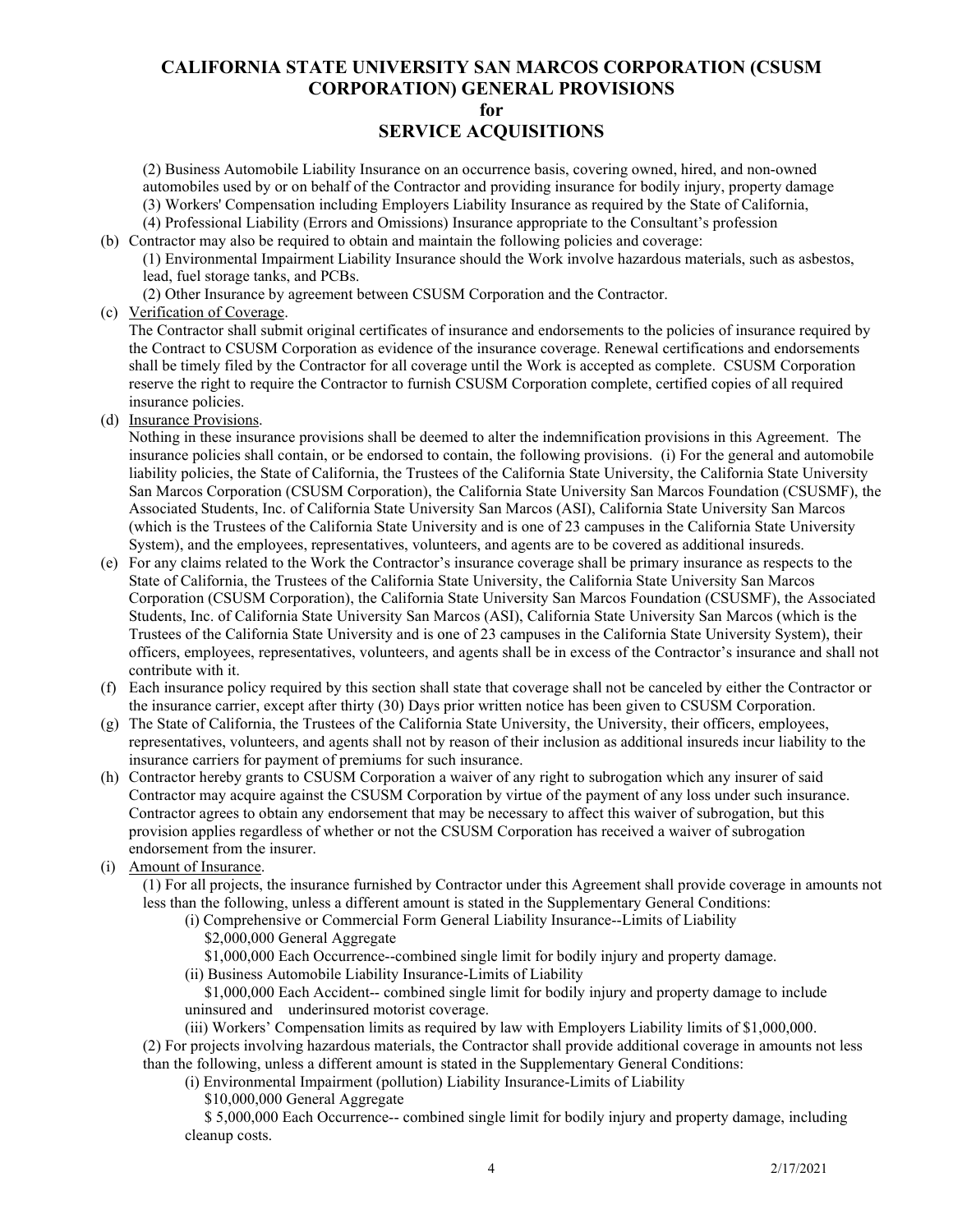(2) Business Automobile Liability Insurance on an occurrence basis, covering owned, hired, and non-owned automobiles used by or on behalf of the Contractor and providing insurance for bodily injury, property damage

(3) Workers' Compensation including Employers Liability Insurance as required by the State of California,

(4) Professional Liability (Errors and Omissions) Insurance appropriate to the Consultant's profession

(b) Contractor may also be required to obtain and maintain the following policies and coverage:

(1) Environmental Impairment Liability Insurance should the Work involve hazardous materials, such as asbestos, lead, fuel storage tanks, and PCBs.

(2) Other Insurance by agreement between CSUSM Corporation and the Contractor.

(c) Verification of Coverage.

The Contractor shall submit original certificates of insurance and endorsements to the policies of insurance required by the Contract to CSUSM Corporation as evidence of the insurance coverage. Renewal certifications and endorsements shall be timely filed by the Contractor for all coverage until the Work is accepted as complete. CSUSM Corporation reserve the right to require the Contractor to furnish CSUSM Corporation complete, certified copies of all required insurance policies.

(d) Insurance Provisions.

Nothing in these insurance provisions shall be deemed to alter the indemnification provisions in this Agreement. The insurance policies shall contain, or be endorsed to contain, the following provisions. (i) For the general and automobile liability policies, the State of California, the Trustees of the California State University, the California State University San Marcos Corporation (CSUSM Corporation), the California State University San Marcos Foundation (CSUSMF), the Associated Students, Inc. of California State University San Marcos (ASI), California State University San Marcos (which is the Trustees of the California State University and is one of 23 campuses in the California State University System), and the employees, representatives, volunteers, and agents are to be covered as additional insureds.

(e) For any claims related to the Work the Contractor's insurance coverage shall be primary insurance as respects to the State of California, the Trustees of the California State University, the California State University San Marcos Corporation (CSUSM Corporation), the California State University San Marcos Foundation (CSUSMF), the Associated Students, Inc. of California State University San Marcos (ASI), California State University San Marcos (which is the Trustees of the California State University and is one of 23 campuses in the California State University System), their officers, employees, representatives, volunteers, and agents shall be in excess of the Contractor's insurance and shall not contribute with it.

(f) Each insurance policy required by this section shall state that coverage shall not be canceled by either the Contractor or the insurance carrier, except after thirty (30) Days prior written notice has been given to CSUSM Corporation.

(g) The State of California, the Trustees of the California State University, the University, their officers, employees, representatives, volunteers, and agents shall not by reason of their inclusion as additional insureds incur liability to the insurance carriers for payment of premiums for such insurance.

(h) Contractor hereby grants to CSUSM Corporation a waiver of any right to subrogation which any insurer of said Contractor may acquire against the CSUSM Corporation by virtue of the payment of any loss under such insurance. Contractor agrees to obtain any endorsement that may be necessary to affect this waiver of subrogation, but this provision applies regardless of whether or not the CSUSM Corporation has received a waiver of subrogation endorsement from the insurer.

(i) Amount of Insurance.

(1) For all projects, the insurance furnished by Contractor under this Agreement shall provide coverage in amounts not less than the following, unless a different amount is stated in the Supplementary General Conditions:

(i) Comprehensive or Commercial Form General Liability Insurance--Limits of Liability

$2,000,000 General Aggregate

$1,000,000 Each Occurrence--combined single limit for bodily injury and property damage.

(ii) Business Automobile Liability Insurance-Limits of Liability

$1,000,000 Each Accident-- combined single limit for bodily injury and property damage to include uninsured and underinsured motorist coverage.

(iii) Workers' Compensation limits as required by law with Employers Liability limits of $1,000,000.

(2) For projects involving hazardous materials, the Contractor shall provide additional coverage in amounts not less than the following, unless a different amount is stated in the Supplementary General Conditions:

(i) Environmental Impairment (pollution) Liability Insurance-Limits of Liability

$10,000,000 General Aggregate

$ 5,000,000 Each Occurrence-- combined single limit for bodily injury and property damage, including cleanup costs.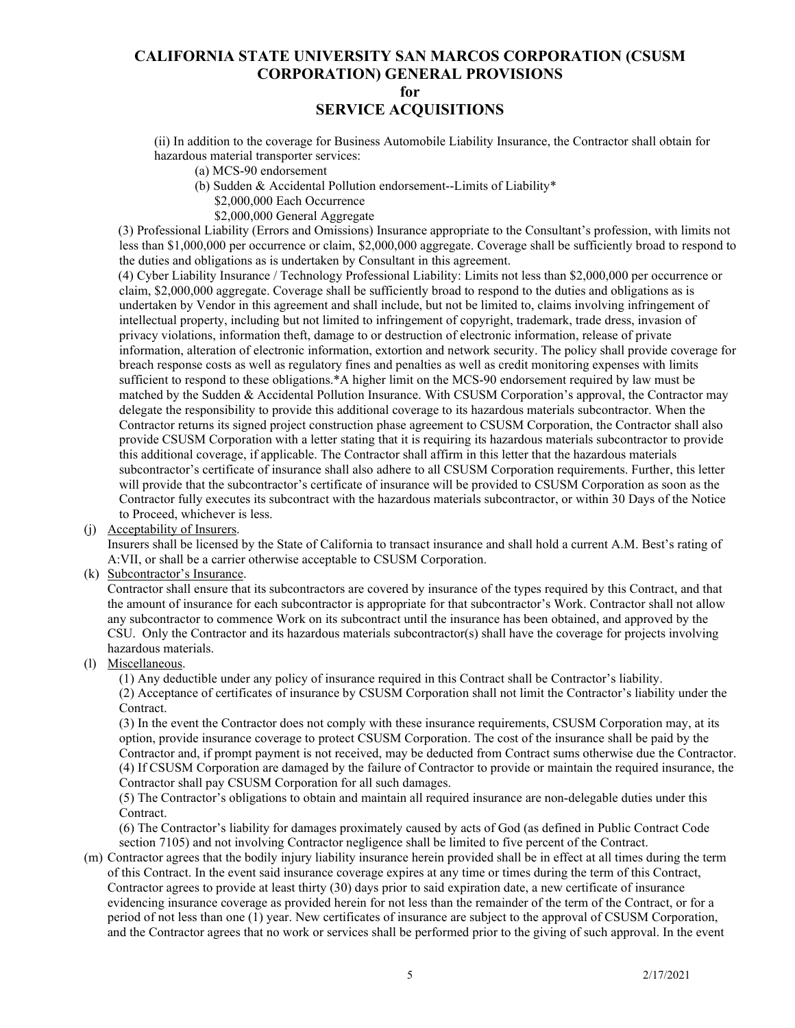(ii) In addition to the coverage for Business Automobile Liability Insurance, the Contractor shall obtain for hazardous material transporter services:

(a) MCS-90 endorsement

(b) Sudden & Accidental Pollution endorsement--Limits of Liability*

$2,000,000 Each Occurrence

$2,000,000 General Aggregate

(3) Professional Liability (Errors and Omissions) Insurance appropriate to the Consultant's profession, with limits not less than $1,000,000 per occurrence or claim, $2,000,000 aggregate. Coverage shall be sufficiently broad to respond to the duties and obligations as is undertaken by Consultant in this agreement.

(4) Cyber Liability Insurance / Technology Professional Liability: Limits not less than $2,000,000 per occurrence or claim, $2,000,000 aggregate. Coverage shall be sufficiently broad to respond to the duties and obligations as is undertaken by Vendor in this agreement and shall include, but not be limited to, claims involving infringement of intellectual property, including but not limited to infringement of copyright, trademark, trade dress, invasion of privacy violations, information theft, damage to or destruction of electronic information, release of private information, alteration of electronic information, extortion and network security. The policy shall provide coverage for breach response costs as well as regulatory fines and penalties as well as credit monitoring expenses with limits sufficient to respond to these obligations.*A higher limit on the MCS-90 endorsement required by law must be matched by the Sudden & Accidental Pollution Insurance. With CSUSM Corporation's approval, the Contractor may delegate the responsibility to provide this additional coverage to its hazardous materials subcontractor. When the Contractor returns its signed project construction phase agreement to CSUSM Corporation, the Contractor shall also provide CSUSM Corporation with a letter stating that it is requiring its hazardous materials subcontractor to provide this additional coverage, if applicable. The Contractor shall affirm in this letter that the hazardous materials subcontractor's certificate of insurance shall also adhere to all CSUSM Corporation requirements. Further, this letter will provide that the subcontractor's certificate of insurance will be provided to CSUSM Corporation as soon as the Contractor fully executes its subcontract with the hazardous materials subcontractor, or within 30 Days of the Notice to Proceed, whichever is less.

(j) Acceptability of Insurers.
Insurers shall be licensed by the State of California to transact insurance and shall hold a current A.M. Best's rating of A:VII, or shall be a carrier otherwise acceptable to CSUSM Corporation.

(k) Subcontractor's Insurance.
Contractor shall ensure that its subcontractors are covered by insurance of the types required by this Contract, and that the amount of insurance for each subcontractor is appropriate for that subcontractor's Work. Contractor shall not allow any subcontractor to commence Work on its subcontract until the insurance has been obtained, and approved by the CSU. Only the Contractor and its hazardous materials subcontractor(s) shall have the coverage for projects involving hazardous materials.

(l) Miscellaneous.

(1) Any deductible under any policy of insurance required in this Contract shall be Contractor's liability.

(2) Acceptance of certificates of insurance by CSUSM Corporation shall not limit the Contractor's liability under the Contract.

(3) In the event the Contractor does not comply with these insurance requirements, CSUSM Corporation may, at its option, provide insurance coverage to protect CSUSM Corporation. The cost of the insurance shall be paid by the Contractor and, if prompt payment is not received, may be deducted from Contract sums otherwise due the Contractor.

(4) If CSUSM Corporation are damaged by the failure of Contractor to provide or maintain the required insurance, the Contractor shall pay CSUSM Corporation for all such damages.

(5) The Contractor's obligations to obtain and maintain all required insurance are non-delegable duties under this Contract.

(6) The Contractor's liability for damages proximately caused by acts of God (as defined in Public Contract Code section 7105) and not involving Contractor negligence shall be limited to five percent of the Contract.

(m) Contractor agrees that the bodily injury liability insurance herein provided shall be in effect at all times during the term of this Contract. In the event said insurance coverage expires at any time or times during the term of this Contract, Contractor agrees to provide at least thirty (30) days prior to said expiration date, a new certificate of insurance evidencing insurance coverage as provided herein for not less than the remainder of the term of the Contract, or for a period of not less than one (1) year. New certificates of insurance are subject to the approval of CSUSM Corporation, and the Contractor agrees that no work or services shall be performed prior to the giving of such approval. In the event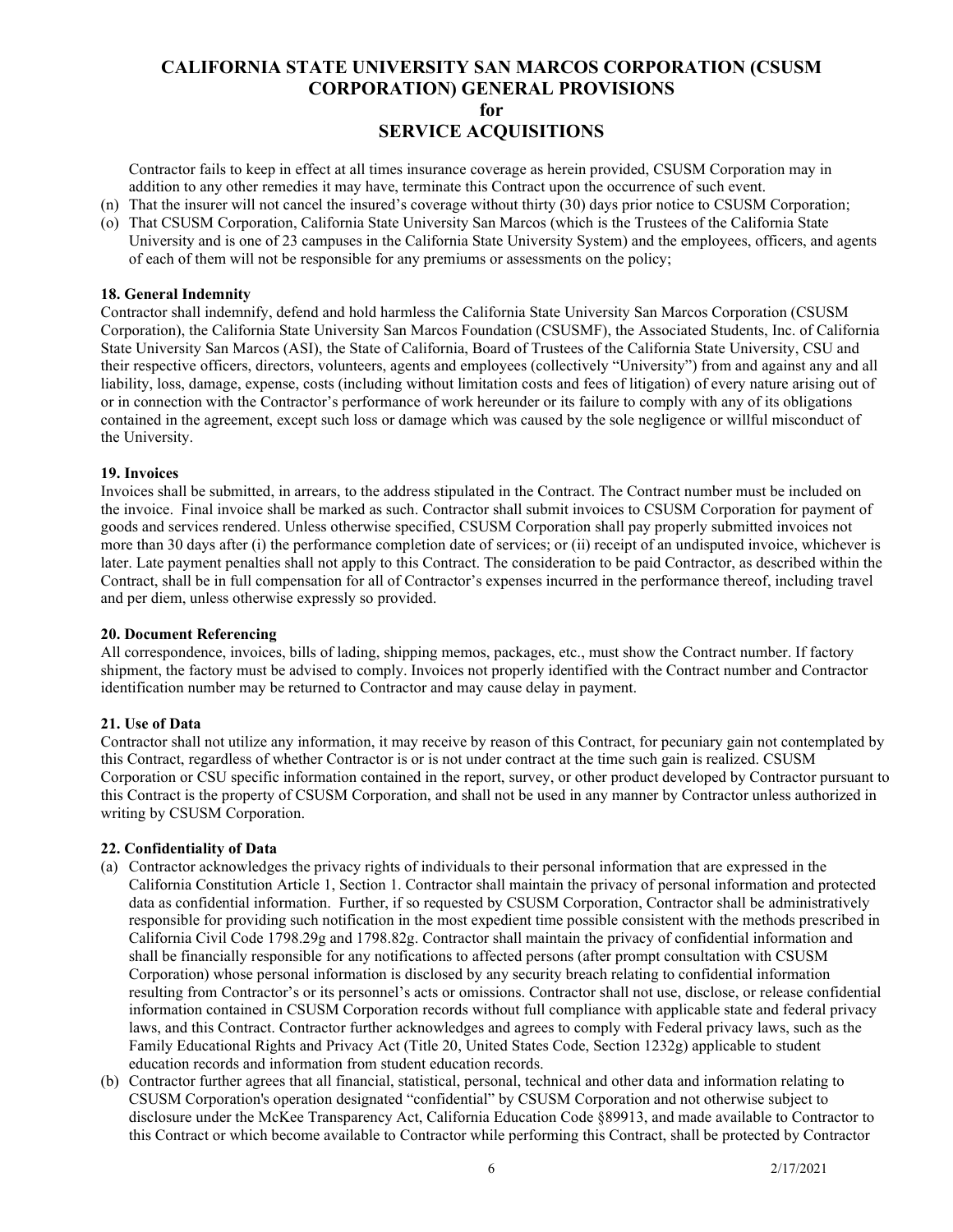Contractor fails to keep in effect at all times insurance coverage as herein provided, CSUSM Corporation may in addition to any other remedies it may have, terminate this Contract upon the occurrence of such event.

(n) That the insurer will not cancel the insured's coverage without thirty (30) days prior notice to CSUSM Corporation;

(o) That CSUSM Corporation, California State University San Marcos (which is the Trustees of the California State University and is one of 23 campuses in the California State University System) and the employees, officers, and agents of each of them will not be responsible for any premiums or assessments on the policy;

**18. General Indemnity**

Contractor shall indemnify, defend and hold harmless the California State University San Marcos Corporation (CSUSM Corporation), the California State University San Marcos Foundation (CSUSMF), the Associated Students, Inc. of California State University San Marcos (ASI), the State of California, Board of Trustees of the California State University, CSU and their respective officers, directors, volunteers, agents and employees (collectively "University") from and against any and all liability, loss, damage, expense, costs (including without limitation costs and fees of litigation) of every nature arising out of or in connection with the Contractor's performance of work hereunder or its failure to comply with any of its obligations contained in the agreement, except such loss or damage which was caused by the sole negligence or willful misconduct of the University.

**19. Invoices**

Invoices shall be submitted, in arrears, to the address stipulated in the Contract. The Contract number must be included on the invoice. Final invoice shall be marked as such. Contractor shall submit invoices to CSUSM Corporation for payment of goods and services rendered. Unless otherwise specified, CSUSM Corporation shall pay properly submitted invoices not more than 30 days after (i) the performance completion date of services; or (ii) receipt of an undisputed invoice, whichever is later. Late payment penalties shall not apply to this Contract. The consideration to be paid Contractor, as described within the Contract, shall be in full compensation for all of Contractor's expenses incurred in the performance thereof, including travel and per diem, unless otherwise expressly so provided.

**20. Document Referencing**

All correspondence, invoices, bills of lading, shipping memos, packages, etc., must show the Contract number. If factory shipment, the factory must be advised to comply. Invoices not properly identified with the Contract number and Contractor identification number may be returned to Contractor and may cause delay in payment.

**21. Use of Data**

Contractor shall not utilize any information, it may receive by reason of this Contract, for pecuniary gain not contemplated by this Contract, regardless of whether Contractor is or is not under contract at the time such gain is realized. CSUSM Corporation or CSU specific information contained in the report, survey, or other product developed by Contractor pursuant to this Contract is the property of CSUSM Corporation, and shall not be used in any manner by Contractor unless authorized in writing by CSUSM Corporation.

**22. Confidentiality of Data**

(a) Contractor acknowledges the privacy rights of individuals to their personal information that are expressed in the California Constitution Article 1, Section 1. Contractor shall maintain the privacy of personal information and protected data as confidential information. Further, if so requested by CSUSM Corporation, Contractor shall be administratively responsible for providing such notification in the most expedient time possible consistent with the methods prescribed in California Civil Code 1798.29g and 1798.82g. Contractor shall maintain the privacy of confidential information and shall be financially responsible for any notifications to affected persons (after prompt consultation with CSUSM Corporation) whose personal information is disclosed by any security breach relating to confidential information resulting from Contractor's or its personnel's acts or omissions. Contractor shall not use, disclose, or release confidential information contained in CSUSM Corporation records without full compliance with applicable state and federal privacy laws, and this Contract. Contractor further acknowledges and agrees to comply with Federal privacy laws, such as the Family Educational Rights and Privacy Act (Title 20, United States Code, Section 1232g) applicable to student education records and information from student education records.

(b) Contractor further agrees that all financial, statistical, personal, technical and other data and information relating to CSUSM Corporation's operation designated "confidential" by CSUSM Corporation and not otherwise subject to disclosure under the McKee Transparency Act, California Education Code §89913, and made available to Contractor to this Contract or which become available to Contractor while performing this Contract, shall be protected by Contractor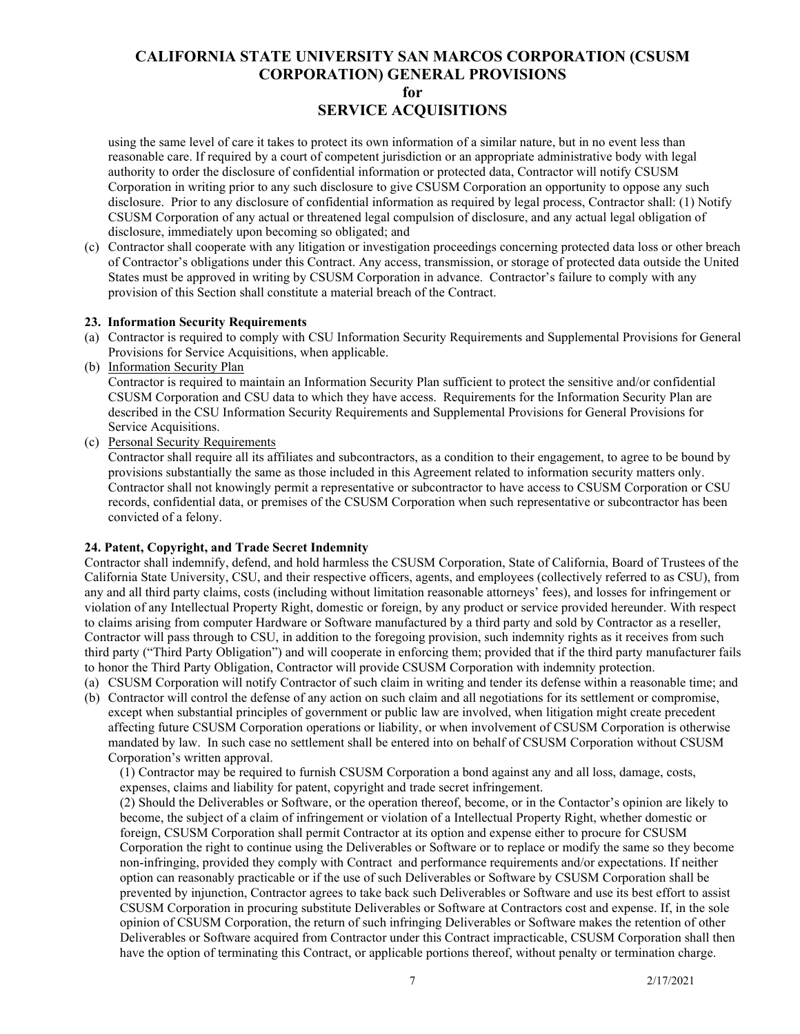using the same level of care it takes to protect its own information of a similar nature, but in no event less than reasonable care. If required by a court of competent jurisdiction or an appropriate administrative body with legal authority to order the disclosure of confidential information or protected data, Contractor will notify CSUSM Corporation in writing prior to any such disclosure to give CSUSM Corporation an opportunity to oppose any such disclosure. Prior to any disclosure of confidential information as required by legal process, Contractor shall: (1) Notify CSUSM Corporation of any actual or threatened legal compulsion of disclosure, and any actual legal obligation of disclosure, immediately upon becoming so obligated; and

(c) Contractor shall cooperate with any litigation or investigation proceedings concerning protected data loss or other breach of Contractor's obligations under this Contract. Any access, transmission, or storage of protected data outside the United States must be approved in writing by CSUSM Corporation in advance. Contractor's failure to comply with any provision of this Section shall constitute a material breach of the Contract.

**23. Information Security Requirements**

(a) Contractor is required to comply with CSU Information Security Requirements and Supplemental Provisions for General Provisions for Service Acquisitions, when applicable.

(b) Information Security Plan
Contractor is required to maintain an Information Security Plan sufficient to protect the sensitive and/or confidential CSUSM Corporation and CSU data to which they have access. Requirements for the Information Security Plan are described in the CSU Information Security Requirements and Supplemental Provisions for General Provisions for Service Acquisitions.

(c) Personal Security Requirements
Contractor shall require all its affiliates and subcontractors, as a condition to their engagement, to agree to be bound by provisions substantially the same as those included in this Agreement related to information security matters only. Contractor shall not knowingly permit a representative or subcontractor to have access to CSUSM Corporation or CSU records, confidential data, or premises of the CSUSM Corporation when such representative or subcontractor has been convicted of a felony.

**24. Patent, Copyright, and Trade Secret Indemnity**

Contractor shall indemnify, defend, and hold harmless the CSUSM Corporation, State of California, Board of Trustees of the California State University, CSU, and their respective officers, agents, and employees (collectively referred to as CSU), from any and all third party claims, costs (including without limitation reasonable attorneys' fees), and losses for infringement or violation of any Intellectual Property Right, domestic or foreign, by any product or service provided hereunder. With respect to claims arising from computer Hardware or Software manufactured by a third party and sold by Contractor as a reseller, Contractor will pass through to CSU, in addition to the foregoing provision, such indemnity rights as it receives from such third party ("Third Party Obligation") and will cooperate in enforcing them; provided that if the third party manufacturer fails to honor the Third Party Obligation, Contractor will provide CSUSM Corporation with indemnity protection.

(a) CSUSM Corporation will notify Contractor of such claim in writing and tender its defense within a reasonable time; and

(b) Contractor will control the defense of any action on such claim and all negotiations for its settlement or compromise, except when substantial principles of government or public law are involved, when litigation might create precedent affecting future CSUSM Corporation operations or liability, or when involvement of CSUSM Corporation is otherwise mandated by law. In such case no settlement shall be entered into on behalf of CSUSM Corporation without CSUSM Corporation's written approval.

(1) Contractor may be required to furnish CSUSM Corporation a bond against any and all loss, damage, costs, expenses, claims and liability for patent, copyright and trade secret infringement.

(2) Should the Deliverables or Software, or the operation thereof, become, or in the Contactor's opinion are likely to become, the subject of a claim of infringement or violation of a Intellectual Property Right, whether domestic or foreign, CSUSM Corporation shall permit Contractor at its option and expense either to procure for CSUSM Corporation the right to continue using the Deliverables or Software or to replace or modify the same so they become non-infringing, provided they comply with Contract and performance requirements and/or expectations. If neither option can reasonably practicable or if the use of such Deliverables or Software by CSUSM Corporation shall be prevented by injunction, Contractor agrees to take back such Deliverables or Software and use its best effort to assist CSUSM Corporation in procuring substitute Deliverables or Software at Contractors cost and expense. If, in the sole opinion of CSUSM Corporation, the return of such infringing Deliverables or Software makes the retention of other Deliverables or Software acquired from Contractor under this Contract impracticable, CSUSM Corporation shall then have the option of terminating this Contract, or applicable portions thereof, without penalty or termination charge.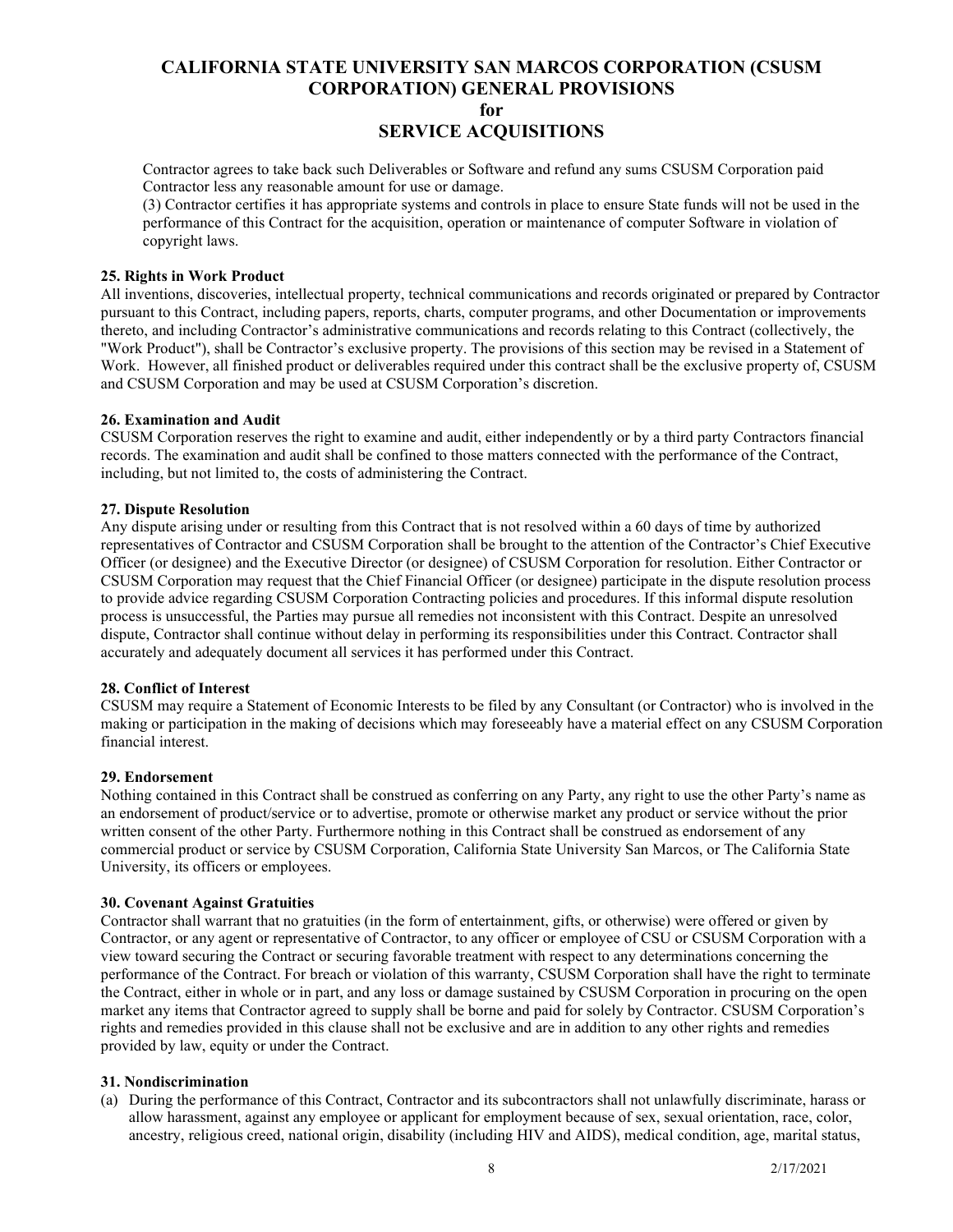Contractor agrees to take back such Deliverables or Software and refund any sums CSUSM Corporation paid Contractor less any reasonable amount for use or damage.

(3) Contractor certifies it has appropriate systems and controls in place to ensure State funds will not be used in the performance of this Contract for the acquisition, operation or maintenance of computer Software in violation of copyright laws.

**25. Rights in Work Product**

All inventions, discoveries, intellectual property, technical communications and records originated or prepared by Contractor pursuant to this Contract, including papers, reports, charts, computer programs, and other Documentation or improvements thereto, and including Contractor's administrative communications and records relating to this Contract (collectively, the "Work Product"), shall be Contractor's exclusive property. The provisions of this section may be revised in a Statement of Work. However, all finished product or deliverables required under this contract shall be the exclusive property of, CSUSM and CSUSM Corporation and may be used at CSUSM Corporation's discretion.

**26. Examination and Audit**

CSUSM Corporation reserves the right to examine and audit, either independently or by a third party Contractors financial records. The examination and audit shall be confined to those matters connected with the performance of the Contract, including, but not limited to, the costs of administering the Contract.

**27. Dispute Resolution**

Any dispute arising under or resulting from this Contract that is not resolved within a 60 days of time by authorized representatives of Contractor and CSUSM Corporation shall be brought to the attention of the Contractor's Chief Executive Officer (or designee) and the Executive Director (or designee) of CSUSM Corporation for resolution. Either Contractor or CSUSM Corporation may request that the Chief Financial Officer (or designee) participate in the dispute resolution process to provide advice regarding CSUSM Corporation Contracting policies and procedures. If this informal dispute resolution process is unsuccessful, the Parties may pursue all remedies not inconsistent with this Contract. Despite an unresolved dispute, Contractor shall continue without delay in performing its responsibilities under this Contract. Contractor shall accurately and adequately document all services it has performed under this Contract.

**28. Conflict of Interest**

CSUSM may require a Statement of Economic Interests to be filed by any Consultant (or Contractor) who is involved in the making or participation in the making of decisions which may foreseeably have a material effect on any CSUSM Corporation financial interest.

**29. Endorsement**

Nothing contained in this Contract shall be construed as conferring on any Party, any right to use the other Party's name as an endorsement of product/service or to advertise, promote or otherwise market any product or service without the prior written consent of the other Party. Furthermore nothing in this Contract shall be construed as endorsement of any commercial product or service by CSUSM Corporation, California State University San Marcos, or The California State University, its officers or employees.

**30. Covenant Against Gratuities**

Contractor shall warrant that no gratuities (in the form of entertainment, gifts, or otherwise) were offered or given by Contractor, or any agent or representative of Contractor, to any officer or employee of CSU or CSUSM Corporation with a view toward securing the Contract or securing favorable treatment with respect to any determinations concerning the performance of the Contract. For breach or violation of this warranty, CSUSM Corporation shall have the right to terminate the Contract, either in whole or in part, and any loss or damage sustained by CSUSM Corporation in procuring on the open market any items that Contractor agreed to supply shall be borne and paid for solely by Contractor. CSUSM Corporation's rights and remedies provided in this clause shall not be exclusive and are in addition to any other rights and remedies provided by law, equity or under the Contract.

**31. Nondiscrimination**

(a) During the performance of this Contract, Contractor and its subcontractors shall not unlawfully discriminate, harass or allow harassment, against any employee or applicant for employment because of sex, sexual orientation, race, color, ancestry, religious creed, national origin, disability (including HIV and AIDS), medical condition, age, marital status,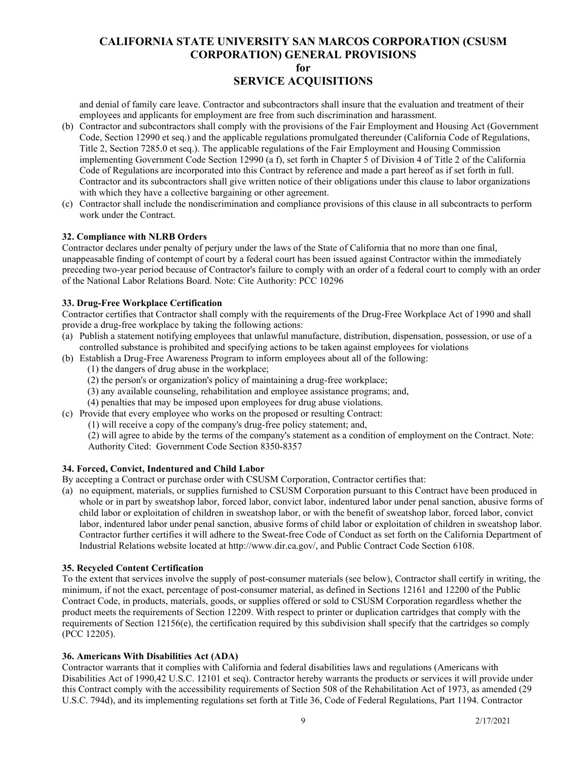and denial of family care leave. Contractor and subcontractors shall insure that the evaluation and treatment of their employees and applicants for employment are free from such discrimination and harassment.

(b) Contractor and subcontractors shall comply with the provisions of the Fair Employment and Housing Act (Government Code, Section 12990 et seq.) and the applicable regulations promulgated thereunder (California Code of Regulations, Title 2, Section 7285.0 et seq.). The applicable regulations of the Fair Employment and Housing Commission implementing Government Code Section 12990 (a f), set forth in Chapter 5 of Division 4 of Title 2 of the California Code of Regulations are incorporated into this Contract by reference and made a part hereof as if set forth in full. Contractor and its subcontractors shall give written notice of their obligations under this clause to labor organizations with which they have a collective bargaining or other agreement.

(c) Contractor shall include the nondiscrimination and compliance provisions of this clause in all subcontracts to perform work under the Contract.

**32. Compliance with NLRB Orders**

Contractor declares under penalty of perjury under the laws of the State of California that no more than one final, unappeasable finding of contempt of court by a federal court has been issued against Contractor within the immediately preceding two-year period because of Contractor's failure to comply with an order of a federal court to comply with an order of the National Labor Relations Board. Note: Cite Authority: PCC 10296

**33. Drug-Free Workplace Certification**

Contractor certifies that Contractor shall comply with the requirements of the Drug-Free Workplace Act of 1990 and shall provide a drug-free workplace by taking the following actions:

(a) Publish a statement notifying employees that unlawful manufacture, distribution, dispensation, possession, or use of a controlled substance is prohibited and specifying actions to be taken against employees for violations

(b) Establish a Drug-Free Awareness Program to inform employees about all of the following:
  (1) the dangers of drug abuse in the workplace;
  (2) the person's or organization's policy of maintaining a drug-free workplace;
  (3) any available counseling, rehabilitation and employee assistance programs; and,
  (4) penalties that may be imposed upon employees for drug abuse violations.

(c) Provide that every employee who works on the proposed or resulting Contract:
  (1) will receive a copy of the company's drug-free policy statement; and,
  (2) will agree to abide by the terms of the company's statement as a condition of employment on the Contract. Note: Authority Cited: Government Code Section 8350-8357

**34. Forced, Convict, Indentured and Child Labor**

By accepting a Contract or purchase order with CSUSM Corporation, Contractor certifies that:

(a) no equipment, materials, or supplies furnished to CSUSM Corporation pursuant to this Contract have been produced in whole or in part by sweatshop labor, forced labor, convict labor, indentured labor under penal sanction, abusive forms of child labor or exploitation of children in sweatshop labor, or with the benefit of sweatshop labor, forced labor, convict labor, indentured labor under penal sanction, abusive forms of child labor or exploitation of children in sweatshop labor. Contractor further certifies it will adhere to the Sweat-free Code of Conduct as set forth on the California Department of Industrial Relations website located at http://www.dir.ca.gov/, and Public Contract Code Section 6108.

**35. Recycled Content Certification**

To the extent that services involve the supply of post-consumer materials (see below), Contractor shall certify in writing, the minimum, if not the exact, percentage of post-consumer material, as defined in Sections 12161 and 12200 of the Public Contract Code, in products, materials, goods, or supplies offered or sold to CSUSM Corporation regardless whether the product meets the requirements of Section 12209. With respect to printer or duplication cartridges that comply with the requirements of Section 12156(e), the certification required by this subdivision shall specify that the cartridges so comply (PCC 12205).

**36. Americans With Disabilities Act (ADA)**

Contractor warrants that it complies with California and federal disabilities laws and regulations (Americans with Disabilities Act of 1990,42 U.S.C. 12101 et seq). Contractor hereby warrants the products or services it will provide under this Contract comply with the accessibility requirements of Section 508 of the Rehabilitation Act of 1973, as amended (29 U.S.C. 794d), and its implementing regulations set forth at Title 36, Code of Federal Regulations, Part 1194. Contractor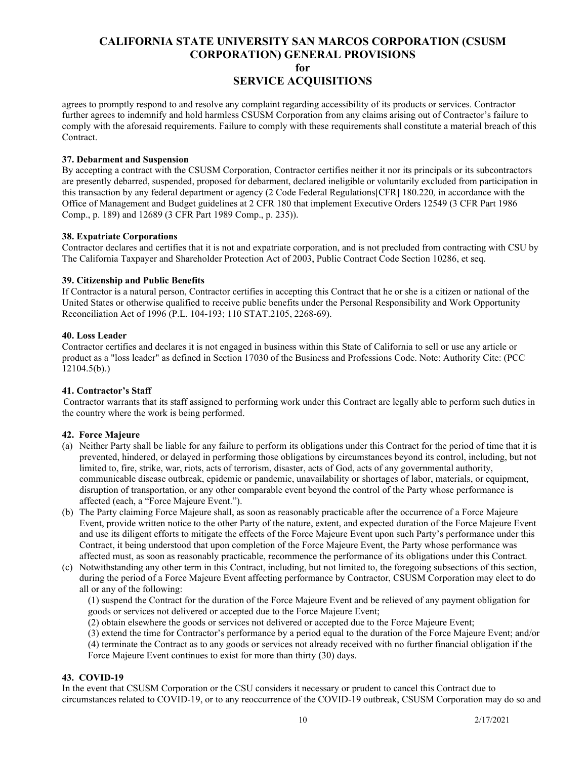agrees to promptly respond to and resolve any complaint regarding accessibility of its products or services. Contractor further agrees to indemnify and hold harmless CSUSM Corporation from any claims arising out of Contractor's failure to comply with the aforesaid requirements. Failure to comply with these requirements shall constitute a material breach of this Contract.

**37. Debarment and Suspension**

By accepting a contract with the CSUSM Corporation, Contractor certifies neither it nor its principals or its subcontractors are presently debarred, suspended, proposed for debarment, declared ineligible or voluntarily excluded from participation in this transaction by any federal department or agency (2 Code Federal Regulations[CFR] 180.220*,* in accordance with the Office of Management and Budget guidelines at 2 CFR 180 that implement Executive Orders 12549 (3 CFR Part 1986 Comp., p. 189) and 12689 (3 CFR Part 1989 Comp., p. 235)).

**38. Expatriate Corporations**

Contractor declares and certifies that it is not and expatriate corporation, and is not precluded from contracting with CSU by The California Taxpayer and Shareholder Protection Act of 2003, Public Contract Code Section 10286, et seq.

**39. Citizenship and Public Benefits**

If Contractor is a natural person, Contractor certifies in accepting this Contract that he or she is a citizen or national of the United States or otherwise qualified to receive public benefits under the Personal Responsibility and Work Opportunity Reconciliation Act of 1996 (P.L. 104-193; 110 STAT.2105, 2268-69).

**40. Loss Leader**

Contractor certifies and declares it is not engaged in business within this State of California to sell or use any article or product as a "loss leader" as defined in Section 17030 of the Business and Professions Code. Note: Authority Cite: (PCC 12104.5(b).)

**41. Contractor's Staff**

Contractor warrants that its staff assigned to performing work under this Contract are legally able to perform such duties in the country where the work is being performed.

**42. Force Majeure**

(a) Neither Party shall be liable for any failure to perform its obligations under this Contract for the period of time that it is prevented, hindered, or delayed in performing those obligations by circumstances beyond its control, including, but not limited to, fire, strike, war, riots, acts of terrorism, disaster, acts of God, acts of any governmental authority, communicable disease outbreak, epidemic or pandemic, unavailability or shortages of labor, materials, or equipment, disruption of transportation, or any other comparable event beyond the control of the Party whose performance is affected (each, a "Force Majeure Event.").

(b) The Party claiming Force Majeure shall, as soon as reasonably practicable after the occurrence of a Force Majeure Event, provide written notice to the other Party of the nature, extent, and expected duration of the Force Majeure Event and use its diligent efforts to mitigate the effects of the Force Majeure Event upon such Party's performance under this Contract, it being understood that upon completion of the Force Majeure Event, the Party whose performance was affected must, as soon as reasonably practicable, recommence the performance of its obligations under this Contract.

(c) Notwithstanding any other term in this Contract, including, but not limited to, the foregoing subsections of this section, during the period of a Force Majeure Event affecting performance by Contractor, CSUSM Corporation may elect to do all or any of the following:

(1) suspend the Contract for the duration of the Force Majeure Event and be relieved of any payment obligation for goods or services not delivered or accepted due to the Force Majeure Event;

(2) obtain elsewhere the goods or services not delivered or accepted due to the Force Majeure Event;

(3) extend the time for Contractor's performance by a period equal to the duration of the Force Majeure Event; and/or

(4) terminate the Contract as to any goods or services not already received with no further financial obligation if the Force Majeure Event continues to exist for more than thirty (30) days.

**43. COVID-19**

In the event that CSUSM Corporation or the CSU considers it necessary or prudent to cancel this Contract due to circumstances related to COVID-19, or to any reoccurrence of the COVID-19 outbreak, CSUSM Corporation may do so and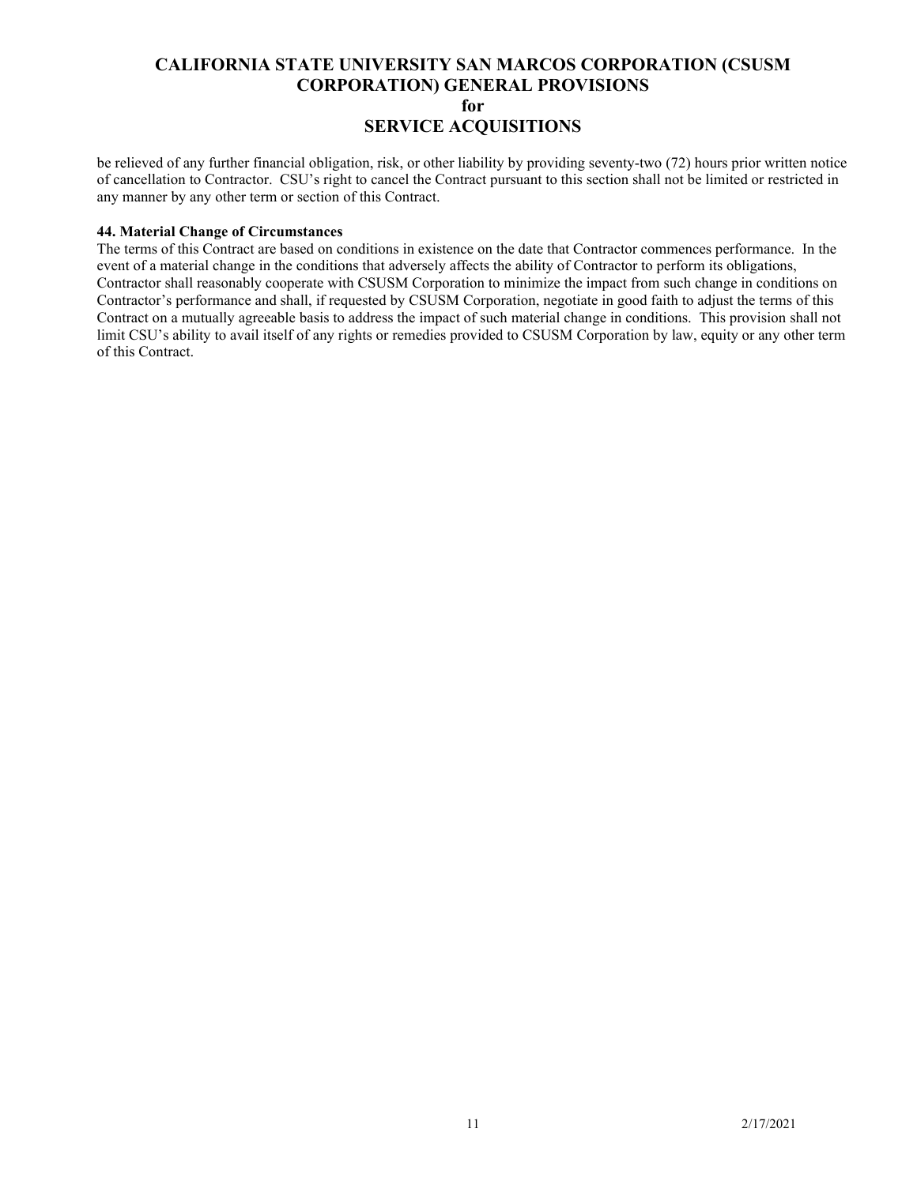be relieved of any further financial obligation, risk, or other liability by providing seventy-two (72) hours prior written notice of cancellation to Contractor. CSU's right to cancel the Contract pursuant to this section shall not be limited or restricted in any manner by any other term or section of this Contract.

**44. Material Change of Circumstances**

The terms of this Contract are based on conditions in existence on the date that Contractor commences performance. In the event of a material change in the conditions that adversely affects the ability of Contractor to perform its obligations, Contractor shall reasonably cooperate with CSUSM Corporation to minimize the impact from such change in conditions on Contractor's performance and shall, if requested by CSUSM Corporation, negotiate in good faith to adjust the terms of this Contract on a mutually agreeable basis to address the impact of such material change in conditions. This provision shall not limit CSU's ability to avail itself of any rights or remedies provided to CSUSM Corporation by law, equity or any other term of this Contract.